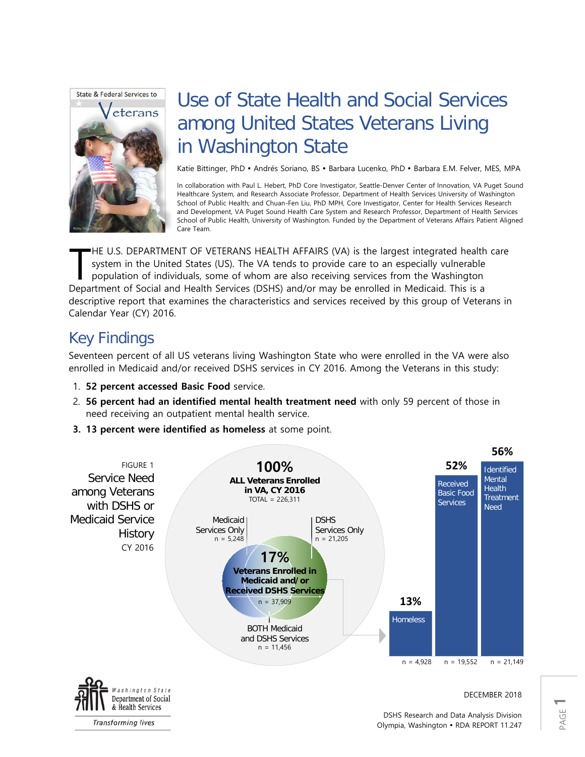State & Federal Services to Veterans

# Use of State Health and Social Services among United States Veterans Living in Washington State

Katie Bittinger, PhD • Andrés Soriano, BS • Barbara Lucenko, PhD • Barbara E.M. Felver, MES, MPA

In collaboration with Paul L. Hebert, PhD Core Investigator, Seattle-Denver Center of Innovation, VA Puget Sound Healthcare System, and Research Associate Professor, Department of Health Services University of Washington School of Public Health; and Chuan-Fen Liu, PhD MPH, Core Investigator, Center for Health Services Research and Development, VA Puget Sound Health Care System and Research Professor, Department of Health Services School of Public Health, University of Washington. Funded by the Department of Veterans Affairs Patient Aligned Care Team.

THE U.S. DEPARTMENT OF VETERANS HEALTH AFFAIRS (VA) is the largest integrated health care system in the United States (US). The VA tends to provide care to an especially vulnerable population of individuals, some of whom are also receiving services from the Washington Department of Social and Health Services (DSHS) and/or may be enrolled in Medicaid. This is a descriptive report that examines the characteristics and services received by this group of Veterans in Calendar Year (CY) 2016.

## Key Findings

Seventeen percent of all US veterans living Washington State who were enrolled in the VA were also enrolled in Medicaid and/or received DSHS services in CY 2016. Among the Veterans in this study:

1. **52 percent accessed Basic Food** service.
2. **56 percent had an identified mental health treatment need** with only 59 percent of those in need receiving an outpatient mental health service.
3. **13 percent were identified as homeless** at some point.

FIGURE 1
Service Need among Veterans with DSHS or Medicaid Service History
CY 2016

**100%**
**ALL Veterans Enrolled in VA, CY 2016**
TOTAL = 226,311

Medicaid Services Only
n = 5,248

DSHS Services Only
n = 21,205

**17%**
**Veterans Enrolled in Medicaid and/or Received DSHS Services**
n = 37,909

BOTH Medicaid and DSHS Services
n = 11,456

| | 13% | 52% | 56% |
|---|---|---|---|
| | Homeless | Received Basic Food Services | Identified Mental Health Treatment Need |
| n | 4,928 | 19,552 | 21,149 |

DECEMBER 2018

DSHS Research and Data Analysis Division
Olympia, Washington • RDA REPORT 11.247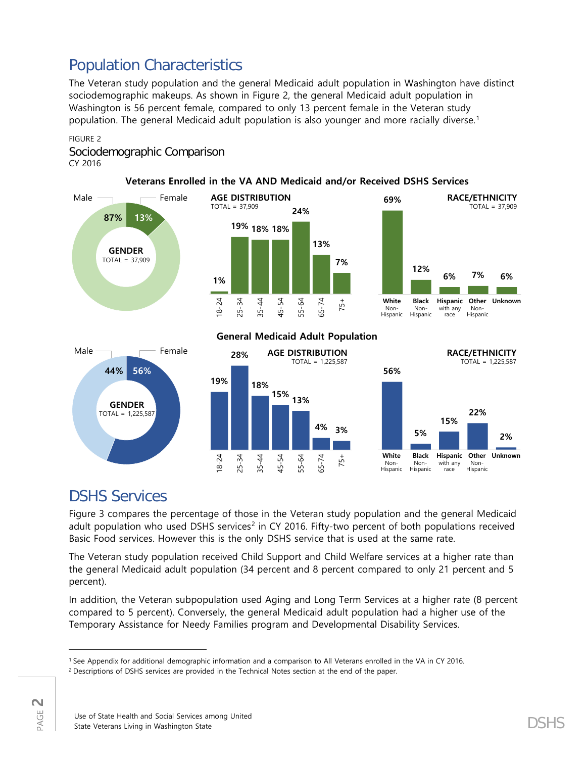## Population Characteristics

The Veteran study population and the general Medicaid adult population in Washington have distinct sociodemographic makeups. As shown in Figure 2, the general Medicaid adult population in Washington is 56 percent female, compared to only 13 percent female in the Veteran study population. The general Medicaid adult population is also younger and more racially diverse.[1]

FIGURE 2
### Sociodemographic Comparison
CY 2016

**Veterans Enrolled in the VA AND Medicaid and/or Received DSHS Services**

GENDER (TOTAL = 37,909)

| Male | Female |
|---|---|
| 87% | 13% |

AGE DISTRIBUTION (TOTAL = 37,909)

| 18-24 | 25-34 | 35-44 | 45-54 | 55-64 | 65-74 | 75+ |
|---|---|---|---|---|---|---|
| 1% | 19% | 18% | 18% | 24% | 13% | 7% |

RACE/ETHNICITY (TOTAL = 37,909)

| White Non-Hispanic | Black Non-Hispanic | Hispanic with any race | Other Non-Hispanic | Unknown |
|---|---|---|---|---|
| 69% | 12% | 6% | 7% | 6% |

**General Medicaid Adult Population**

GENDER (TOTAL = 1,225,587)

| Male | Female |
|---|---|
| 44% | 56% |

AGE DISTRIBUTION (TOTAL = 1,225,587)

| 18-24 | 25-34 | 35-44 | 45-54 | 55-64 | 65-74 | 75+ |
|---|---|---|---|---|---|---|
| 19% | 28% | 18% | 15% | 13% | 4% | 3% |

RACE/ETHNICITY (TOTAL = 1,225,587)

| White Non-Hispanic | Black Non-Hispanic | Hispanic with any race | Other Non-Hispanic | Unknown |
|---|---|---|---|---|
| 56% | 5% | 15% | 22% | 2% |

## DSHS Services

Figure 3 compares the percentage of those in the Veteran study population and the general Medicaid adult population who used DSHS services[2] in CY 2016. Fifty-two percent of both populations received Basic Food services. However this is the only DSHS service that is used at the same rate.

The Veteran study population received Child Support and Child Welfare services at a higher rate than the general Medicaid adult population (34 percent and 8 percent compared to only 21 percent and 5 percent).

In addition, the Veteran subpopulation used Aging and Long Term Services at a higher rate (8 percent compared to 5 percent). Conversely, the general Medicaid adult population had a higher use of the Temporary Assistance for Needy Families program and Developmental Disability Services.

---

[1] See Appendix for additional demographic information and a comparison to All Veterans enrolled in the VA in CY 2016.

[2] Descriptions of DSHS services are provided in the Technical Notes section at the end of the paper.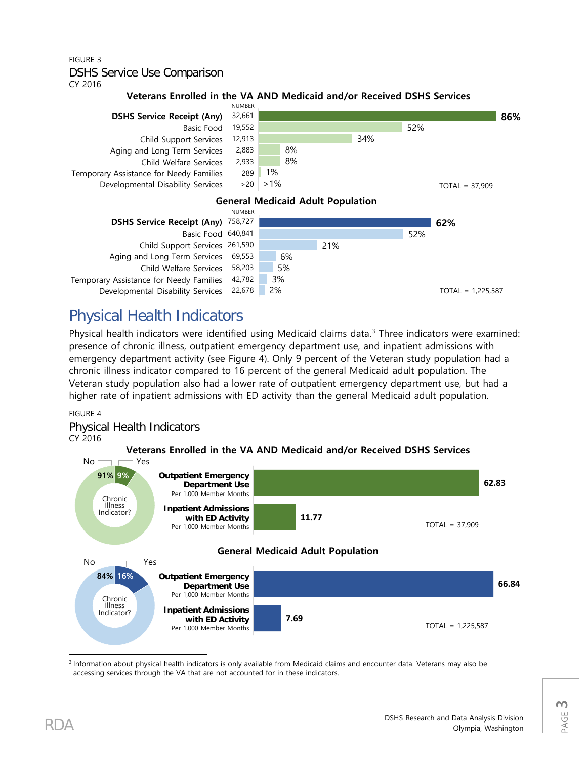FIGURE 3

DSHS Service Use Comparison

CY 2016

**Veterans Enrolled in the VA AND Medicaid and/or Received DSHS Services**

| | NUMBER | |
|---|---|---|
| **DSHS Service Receipt (Any)** | 32,661 | **86%** |
| Basic Food | 19,552 | 52% |
| Child Support Services | 12,913 | 34% |
| Aging and Long Term Services | 2,883 | 8% |
| Child Welfare Services | 2,933 | 8% |
| Temporary Assistance for Needy Families | 289 | 1% |
| Developmental Disability Services | >20 | >1% |

TOTAL = 37,909

**General Medicaid Adult Population**

| | NUMBER | |
|---|---|---|
| **DSHS Service Receipt (Any)** | 758,727 | **62%** |
| Basic Food | 640,841 | 52% |
| Child Support Services | 261,590 | 21% |
| Aging and Long Term Services | 69,553 | 6% |
| Child Welfare Services | 58,203 | 5% |
| Temporary Assistance for Needy Families | 42,782 | 3% |
| Developmental Disability Services | 22,678 | 2% |

TOTAL = 1,225,587

# Physical Health Indicators

Physical health indicators were identified using Medicaid claims data.[3] Three indicators were examined: presence of chronic illness, outpatient emergency department use, and inpatient admissions with emergency department activity (see Figure 4). Only 9 percent of the Veteran study population had a chronic illness indicator compared to 16 percent of the general Medicaid adult population. The Veteran study population also had a lower rate of outpatient emergency department use, but had a higher rate of inpatient admissions with ED activity than the general Medicaid adult population.

FIGURE 4

Physical Health Indicators

CY 2016

**Veterans Enrolled in the VA AND Medicaid and/or Received DSHS Services**

Chronic Illness Indicator? No: 91%, Yes: 9%

| Indicator | Value |
|---|---|
| **Outpatient Emergency Department Use** (Per 1,000 Member Months) | **62.83** |
| **Inpatient Admissions with ED Activity** (Per 1,000 Member Months) | **11.77** |

TOTAL = 37,909

**General Medicaid Adult Population**

Chronic Illness Indicator? No: 84%, Yes: 16%

| Indicator | Value |
|---|---|
| **Outpatient Emergency Department Use** (Per 1,000 Member Months) | **66.84** |
| **Inpatient Admissions with ED Activity** (Per 1,000 Member Months) | **7.69** |

TOTAL = 1,225,587

[3] Information about physical health indicators is only available from Medicaid claims and encounter data. Veterans may also be accessing services through the VA that are not accounted for in these indicators.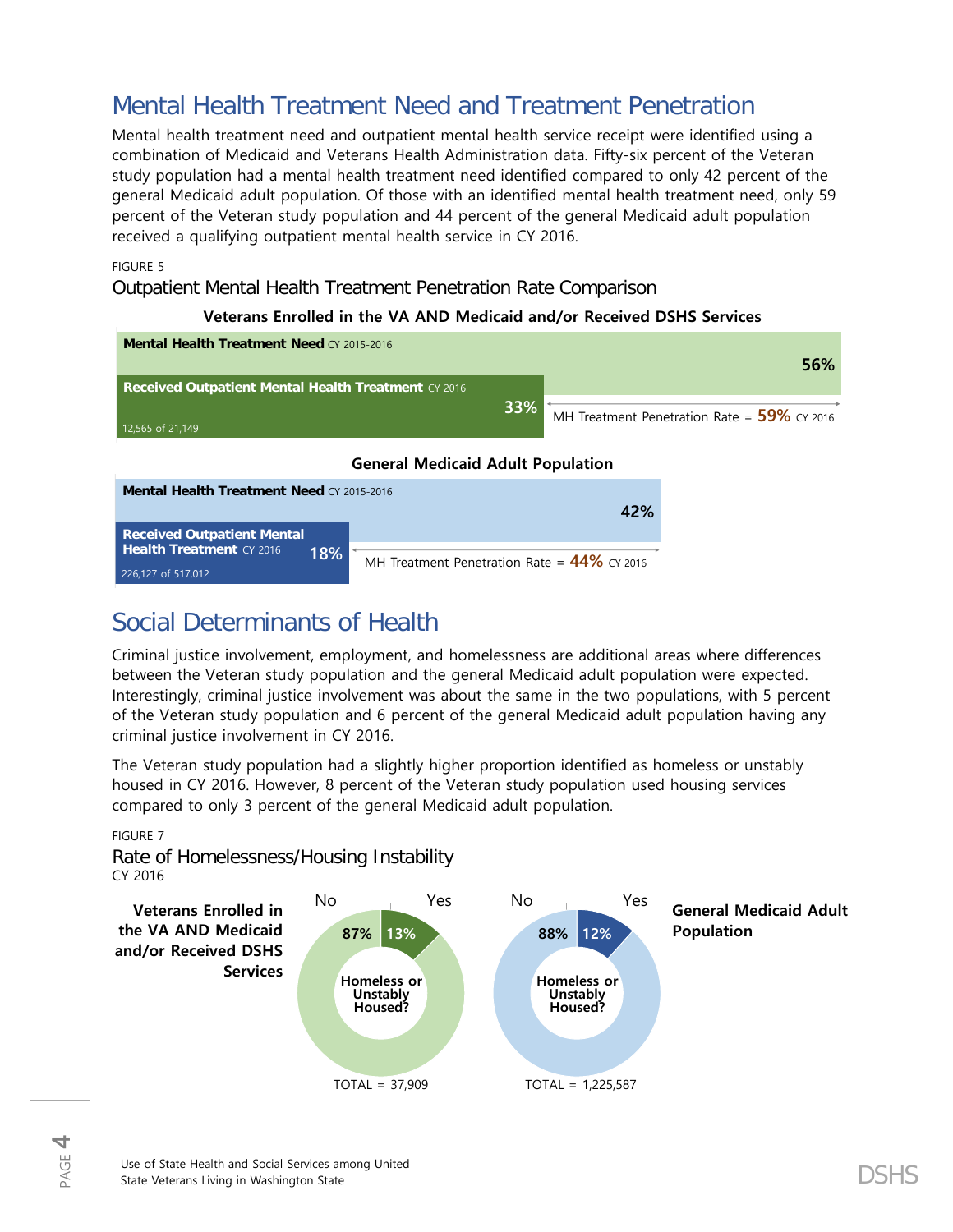## Mental Health Treatment Need and Treatment Penetration

Mental health treatment need and outpatient mental health service receipt were identified using a combination of Medicaid and Veterans Health Administration data. Fifty-six percent of the Veteran study population had a mental health treatment need identified compared to only 42 percent of the general Medicaid adult population. Of those with an identified mental health treatment need, only 59 percent of the Veteran study population and 44 percent of the general Medicaid adult population received a qualifying outpatient mental health service in CY 2016.

FIGURE 5

### Outpatient Mental Health Treatment Penetration Rate Comparison

**Veterans Enrolled in the VA AND Medicaid and/or Received DSHS Services**

**Mental Health Treatment Need** CY 2015-2016 — **56%**

**Received Outpatient Mental Health Treatment** CY 2016 — **33%** (12,565 of 21,149)

MH Treatment Penetration Rate = **59%** CY 2016

**General Medicaid Adult Population**

**Mental Health Treatment Need** CY 2015-2016 — **42%**

**Received Outpatient Mental Health Treatment** CY 2016 — **18%** (226,127 of 517,012)

MH Treatment Penetration Rate = **44%** CY 2016

## Social Determinants of Health

Criminal justice involvement, employment, and homelessness are additional areas where differences between the Veteran study population and the general Medicaid adult population were expected. Interestingly, criminal justice involvement was about the same in the two populations, with 5 percent of the Veteran study population and 6 percent of the general Medicaid adult population having any criminal justice involvement in CY 2016.

The Veteran study population had a slightly higher proportion identified as homeless or unstably housed in CY 2016. However, 8 percent of the Veteran study population used housing services compared to only 3 percent of the general Medicaid adult population.

FIGURE 7

### Rate of Homelessness/Housing Instability

CY 2016

| Homeless or Unstably Housed? | No | Yes | TOTAL |
|---|---|---|---|
| Veterans Enrolled in the VA AND Medicaid and/or Received DSHS Services | 87% | 13% | 37,909 |
| General Medicaid Adult Population | 88% | 12% | 1,225,587 |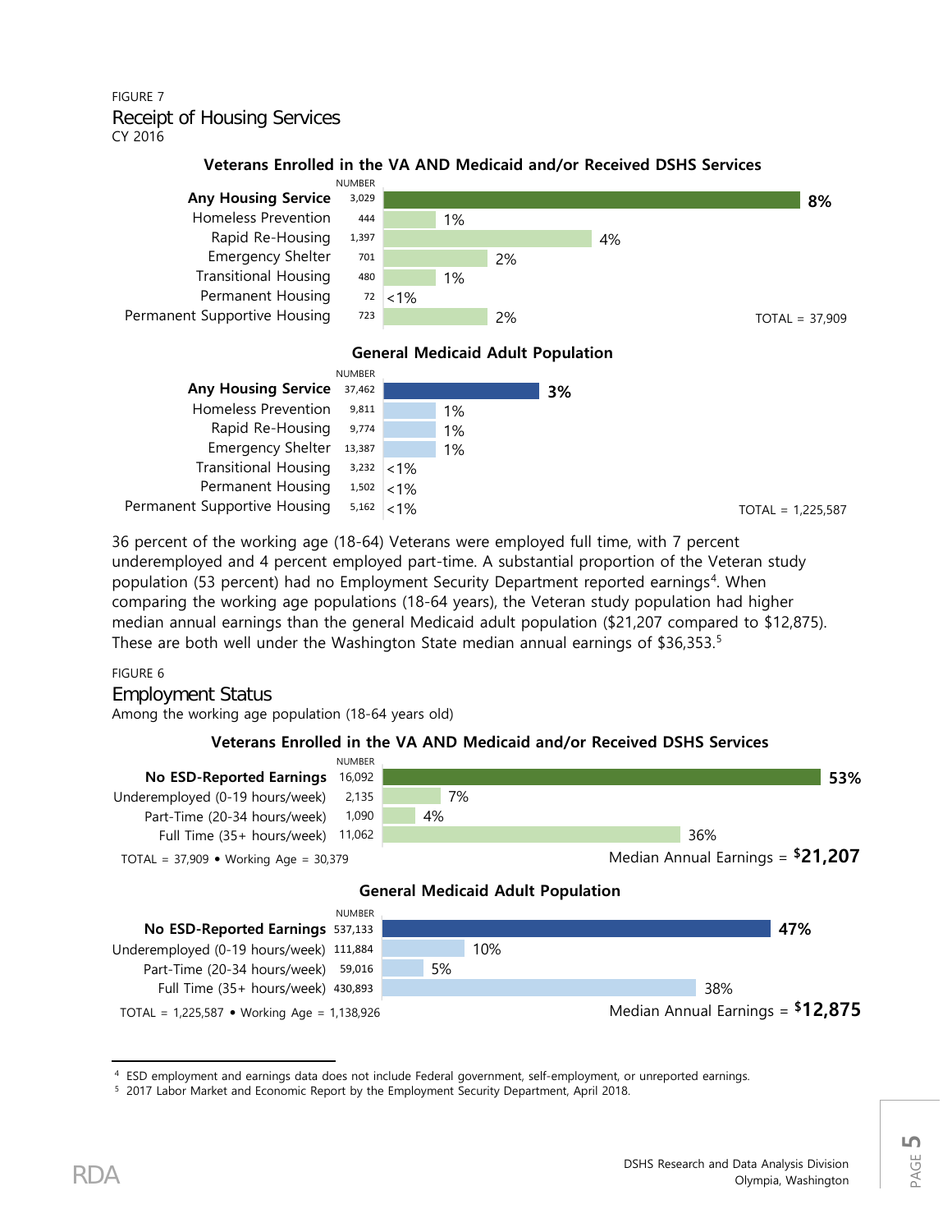FIGURE 7

## Receipt of Housing Services

CY 2016

**Veterans Enrolled in the VA AND Medicaid and/or Received DSHS Services**

| | NUMBER | |
|---|---|---|
| **Any Housing Service** | 3,029 | **8%** |
| Homeless Prevention | 444 | 1% |
| Rapid Re-Housing | 1,397 | 4% |
| Emergency Shelter | 701 | 2% |
| Transitional Housing | 480 | 1% |
| Permanent Housing | 72 | <1% |
| Permanent Supportive Housing | 723 | 2% |

TOTAL = 37,909

**General Medicaid Adult Population**

| | NUMBER | |
|---|---|---|
| **Any Housing Service** | 37,462 | **3%** |
| Homeless Prevention | 9,811 | 1% |
| Rapid Re-Housing | 9,774 | 1% |
| Emergency Shelter | 13,387 | 1% |
| Transitional Housing | 3,232 | <1% |
| Permanent Housing | 1,502 | <1% |
| Permanent Supportive Housing | 5,162 | <1% |

TOTAL = 1,225,587

36 percent of the working age (18-64) Veterans were employed full time, with 7 percent underemployed and 4 percent employed part-time. A substantial proportion of the Veteran study population (53 percent) had no Employment Security Department reported earnings[4]. When comparing the working age populations (18-64 years), the Veteran study population had higher median annual earnings than the general Medicaid adult population ($21,207 compared to $12,875). These are both well under the Washington State median annual earnings of $36,353.[5]

FIGURE 6

## Employment Status

Among the working age population (18-64 years old)

**Veterans Enrolled in the VA AND Medicaid and/or Received DSHS Services**

| | NUMBER | |
|---|---|---|
| **No ESD-Reported Earnings** | 16,092 | **53%** |
| Underemployed (0-19 hours/week) | 2,135 | 7% |
| Part-Time (20-34 hours/week) | 1,090 | 4% |
| Full Time (35+ hours/week) | 11,062 | 36% |

TOTAL = 37,909 • Working Age = 30,379

Median Annual Earnings = **$21,207**

**General Medicaid Adult Population**

| | NUMBER | |
|---|---|---|
| **No ESD-Reported Earnings** | 537,133 | **47%** |
| Underemployed (0-19 hours/week) | 111,884 | 10% |
| Part-Time (20-34 hours/week) | 59,016 | 5% |
| Full Time (35+ hours/week) | 430,893 | 38% |

TOTAL = 1,225,587 • Working Age = 1,138,926

Median Annual Earnings = **$12,875**

---

[4] ESD employment and earnings data does not include Federal government, self-employment, or unreported earnings.

[5] 2017 Labor Market and Economic Report by the Employment Security Department, April 2018.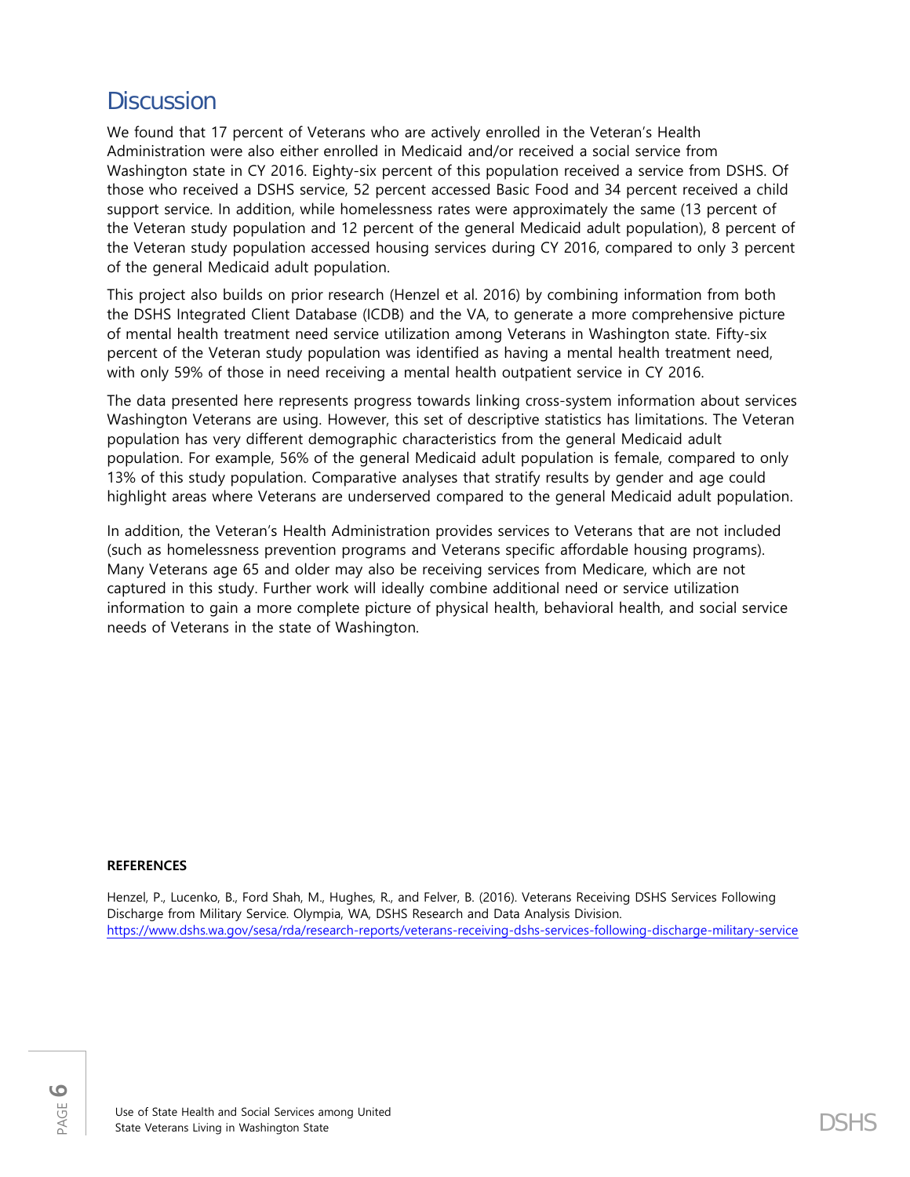## Discussion

We found that 17 percent of Veterans who are actively enrolled in the Veteran's Health Administration were also either enrolled in Medicaid and/or received a social service from Washington state in CY 2016. Eighty-six percent of this population received a service from DSHS. Of those who received a DSHS service, 52 percent accessed Basic Food and 34 percent received a child support service. In addition, while homelessness rates were approximately the same (13 percent of the Veteran study population and 12 percent of the general Medicaid adult population), 8 percent of the Veteran study population accessed housing services during CY 2016, compared to only 3 percent of the general Medicaid adult population.

This project also builds on prior research (Henzel et al. 2016) by combining information from both the DSHS Integrated Client Database (ICDB) and the VA, to generate a more comprehensive picture of mental health treatment need service utilization among Veterans in Washington state. Fifty-six percent of the Veteran study population was identified as having a mental health treatment need, with only 59% of those in need receiving a mental health outpatient service in CY 2016.

The data presented here represents progress towards linking cross-system information about services Washington Veterans are using. However, this set of descriptive statistics has limitations. The Veteran population has very different demographic characteristics from the general Medicaid adult population. For example, 56% of the general Medicaid adult population is female, compared to only 13% of this study population. Comparative analyses that stratify results by gender and age could highlight areas where Veterans are underserved compared to the general Medicaid adult population.

In addition, the Veteran's Health Administration provides services to Veterans that are not included (such as homelessness prevention programs and Veterans specific affordable housing programs). Many Veterans age 65 and older may also be receiving services from Medicare, which are not captured in this study. Further work will ideally combine additional need or service utilization information to gain a more complete picture of physical health, behavioral health, and social service needs of Veterans in the state of Washington.

**REFERENCES**

Henzel, P., Lucenko, B., Ford Shah, M., Hughes, R., and Felver, B. (2016). Veterans Receiving DSHS Services Following Discharge from Military Service. Olympia, WA, DSHS Research and Data Analysis Division. https://www.dshs.wa.gov/sesa/rda/research-reports/veterans-receiving-dshs-services-following-discharge-military-service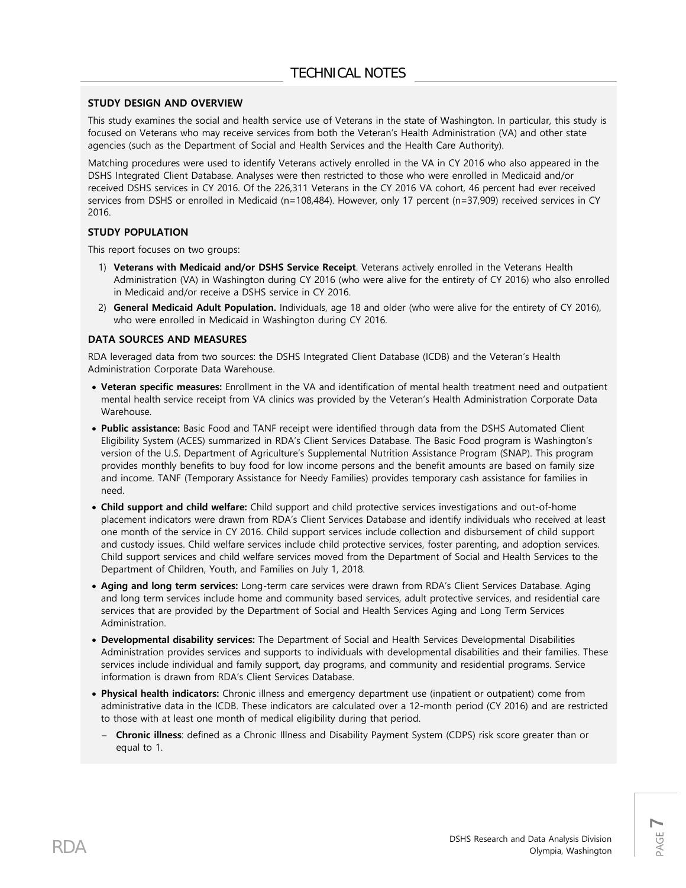# TECHNICAL NOTES

## STUDY DESIGN AND OVERVIEW

This study examines the social and health service use of Veterans in the state of Washington. In particular, this study is focused on Veterans who may receive services from both the Veteran's Health Administration (VA) and other state agencies (such as the Department of Social and Health Services and the Health Care Authority).

Matching procedures were used to identify Veterans actively enrolled in the VA in CY 2016 who also appeared in the DSHS Integrated Client Database. Analyses were then restricted to those who were enrolled in Medicaid and/or received DSHS services in CY 2016. Of the 226,311 Veterans in the CY 2016 VA cohort, 46 percent had ever received services from DSHS or enrolled in Medicaid (n=108,484). However, only 17 percent (n=37,909) received services in CY 2016.

## STUDY POPULATION

This report focuses on two groups:

1) **Veterans with Medicaid and/or DSHS Service Receipt**. Veterans actively enrolled in the Veterans Health Administration (VA) in Washington during CY 2016 (who were alive for the entirety of CY 2016) who also enrolled in Medicaid and/or receive a DSHS service in CY 2016.
2) **General Medicaid Adult Population.** Individuals, age 18 and older (who were alive for the entirety of CY 2016), who were enrolled in Medicaid in Washington during CY 2016.

## DATA SOURCES AND MEASURES

RDA leveraged data from two sources: the DSHS Integrated Client Database (ICDB) and the Veteran's Health Administration Corporate Data Warehouse.

- **Veteran specific measures:** Enrollment in the VA and identification of mental health treatment need and outpatient mental health service receipt from VA clinics was provided by the Veteran's Health Administration Corporate Data Warehouse.
- **Public assistance:** Basic Food and TANF receipt were identified through data from the DSHS Automated Client Eligibility System (ACES) summarized in RDA's Client Services Database. The Basic Food program is Washington's version of the U.S. Department of Agriculture's Supplemental Nutrition Assistance Program (SNAP). This program provides monthly benefits to buy food for low income persons and the benefit amounts are based on family size and income. TANF (Temporary Assistance for Needy Families) provides temporary cash assistance for families in need.
- **Child support and child welfare:** Child support and child protective services investigations and out-of-home placement indicators were drawn from RDA's Client Services Database and identify individuals who received at least one month of the service in CY 2016. Child support services include collection and disbursement of child support and custody issues. Child welfare services include child protective services, foster parenting, and adoption services. Child support services and child welfare services moved from the Department of Social and Health Services to the Department of Children, Youth, and Families on July 1, 2018.
- **Aging and long term services:** Long-term care services were drawn from RDA's Client Services Database. Aging and long term services include home and community based services, adult protective services, and residential care services that are provided by the Department of Social and Health Services Aging and Long Term Services Administration.
- **Developmental disability services:** The Department of Social and Health Services Developmental Disabilities Administration provides services and supports to individuals with developmental disabilities and their families. These services include individual and family support, day programs, and community and residential programs. Service information is drawn from RDA's Client Services Database.
- **Physical health indicators:** Chronic illness and emergency department use (inpatient or outpatient) come from administrative data in the ICDB. These indicators are calculated over a 12-month period (CY 2016) and are restricted to those with at least one month of medical eligibility during that period.
  - **Chronic illness**: defined as a Chronic Illness and Disability Payment System (CDPS) risk score greater than or equal to 1.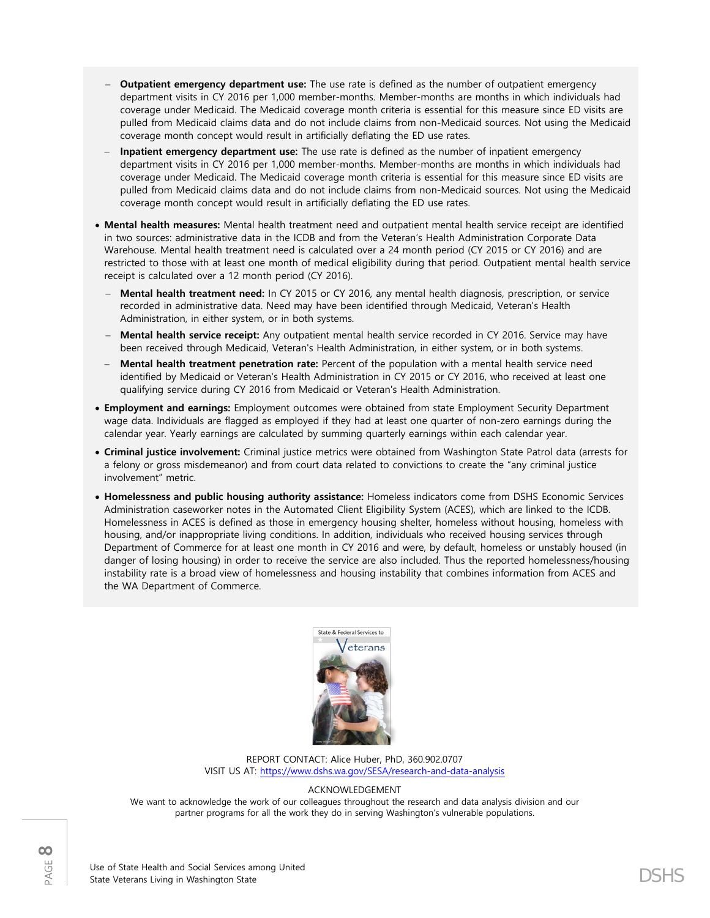- **Outpatient emergency department use:** The use rate is defined as the number of outpatient emergency department visits in CY 2016 per 1,000 member-months. Member-months are months in which individuals had coverage under Medicaid. The Medicaid coverage month criteria is essential for this measure since ED visits are pulled from Medicaid claims data and do not include claims from non-Medicaid sources. Not using the Medicaid coverage month concept would result in artificially deflating the ED use rates.
- **Inpatient emergency department use:** The use rate is defined as the number of inpatient emergency department visits in CY 2016 per 1,000 member-months. Member-months are months in which individuals had coverage under Medicaid. The Medicaid coverage month criteria is essential for this measure since ED visits are pulled from Medicaid claims data and do not include claims from non-Medicaid sources. Not using the Medicaid coverage month concept would result in artificially deflating the ED use rates.

- **Mental health measures:** Mental health treatment need and outpatient mental health service receipt are identified in two sources: administrative data in the ICDB and from the Veteran's Health Administration Corporate Data Warehouse. Mental health treatment need is calculated over a 24 month period (CY 2015 or CY 2016) and are restricted to those with at least one month of medical eligibility during that period. Outpatient mental health service receipt is calculated over a 12 month period (CY 2016).
  - **Mental health treatment need:** In CY 2015 or CY 2016, any mental health diagnosis, prescription, or service recorded in administrative data. Need may have been identified through Medicaid, Veteran's Health Administration, in either system, or in both systems.
  - **Mental health service receipt:** Any outpatient mental health service recorded in CY 2016. Service may have been received through Medicaid, Veteran's Health Administration, in either system, or in both systems.
  - **Mental health treatment penetration rate:** Percent of the population with a mental health service need identified by Medicaid or Veteran's Health Administration in CY 2015 or CY 2016, who received at least one qualifying service during CY 2016 from Medicaid or Veteran's Health Administration.
- **Employment and earnings:** Employment outcomes were obtained from state Employment Security Department wage data. Individuals are flagged as employed if they had at least one quarter of non-zero earnings during the calendar year. Yearly earnings are calculated by summing quarterly earnings within each calendar year.
- **Criminal justice involvement:** Criminal justice metrics were obtained from Washington State Patrol data (arrests for a felony or gross misdemeanor) and from court data related to convictions to create the "any criminal justice involvement" metric.
- **Homelessness and public housing authority assistance:** Homeless indicators come from DSHS Economic Services Administration caseworker notes in the Automated Client Eligibility System (ACES), which are linked to the ICDB. Homelessness in ACES is defined as those in emergency housing shelter, homeless without housing, homeless with housing, and/or inappropriate living conditions. In addition, individuals who received housing services through Department of Commerce for at least one month in CY 2016 and were, by default, homeless or unstably housed (in danger of losing housing) in order to receive the service are also included. Thus the reported homelessness/housing instability rate is a broad view of homelessness and housing instability that combines information from ACES and the WA Department of Commerce.

State & Federal Services to Veterans

REPORT CONTACT: Alice Huber, PhD, 360.902.0707
VISIT US AT: https://www.dshs.wa.gov/SESA/research-and-data-analysis

ACKNOWLEDGEMENT

We want to acknowledge the work of our colleagues throughout the research and data analysis division and our partner programs for all the work they do in serving Washington's vulnerable populations.